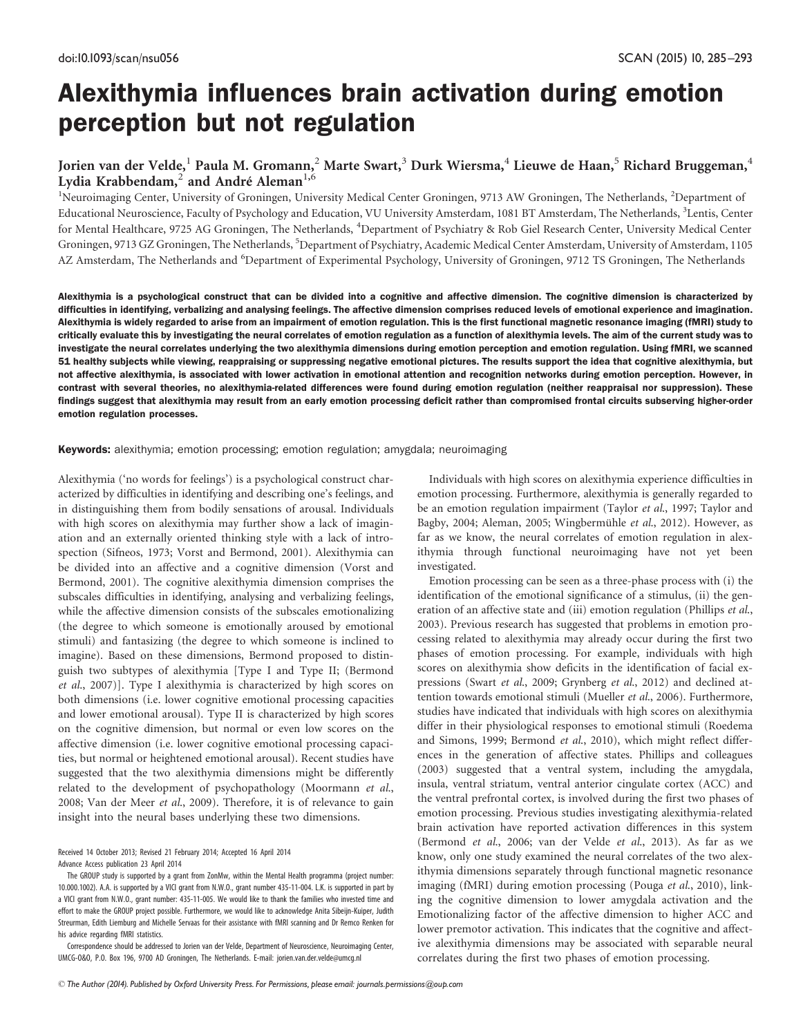# Alexithymia influences brain activation during emotion perception but not regulation

Jorien van der Velde,[1] Paula M. Gromann,[2] Marte Swart,[3] Durk Wiersma,[4] Lieuwe de Haan,[5] Richard Bruggeman,[4] Lydia Krabbendam,[2] and André Aleman[1,6]

[1]Neuroimaging Center, University of Groningen, University Medical Center Groningen, 9713 AW Groningen, The Netherlands, [2]Department of Educational Neuroscience, Faculty of Psychology and Education, VU University Amsterdam, 1081 BT Amsterdam, The Netherlands, [3]Lentis, Center for Mental Healthcare, 9725 AG Groningen, The Netherlands, [4]Department of Psychiatry & Rob Giel Research Center, University Medical Center Groningen, 9713 GZ Groningen, The Netherlands, [5]Department of Psychiatry, Academic Medical Center Amsterdam, University of Amsterdam, 1105 AZ Amsterdam, The Netherlands and [6]Department of Experimental Psychology, University of Groningen, 9712 TS Groningen, The Netherlands

**Alexithymia is a psychological construct that can be divided into a cognitive and affective dimension. The cognitive dimension is characterized by difficulties in identifying, verbalizing and analysing feelings. The affective dimension comprises reduced levels of emotional experience and imagination. Alexithymia is widely regarded to arise from an impairment of emotion regulation. This is the first functional magnetic resonance imaging (fMRI) study to critically evaluate this by investigating the neural correlates of emotion regulation as a function of alexithymia levels. The aim of the current study was to investigate the neural correlates underlying the two alexithymia dimensions during emotion perception and emotion regulation. Using fMRI, we scanned 51 healthy subjects while viewing, reappraising or suppressing negative emotional pictures. The results support the idea that cognitive alexithymia, but not affective alexithymia, is associated with lower activation in emotional attention and recognition networks during emotion perception. However, in contrast with several theories, no alexithymia-related differences were found during emotion regulation (neither reappraisal nor suppression). These findings suggest that alexithymia may result from an early emotion processing deficit rather than compromised frontal circuits subserving higher-order emotion regulation processes.**

**Keywords:** alexithymia; emotion processing; emotion regulation; amygdala; neuroimaging

Alexithymia ('no words for feelings') is a psychological construct characterized by difficulties in identifying and describing one's feelings, and in distinguishing them from bodily sensations of arousal. Individuals with high scores on alexithymia may further show a lack of imagination and an externally oriented thinking style with a lack of introspection (Sifneos, 1973; Vorst and Bermond, 2001). Alexithymia can be divided into an affective and a cognitive dimension (Vorst and Bermond, 2001). The cognitive alexithymia dimension comprises the subscales difficulties in identifying, analysing and verbalizing feelings, while the affective dimension consists of the subscales emotionalizing (the degree to which someone is emotionally aroused by emotional stimuli) and fantasizing (the degree to which someone is inclined to imagine). Based on these dimensions, Bermond proposed to distinguish two subtypes of alexithymia [Type I and Type II; (Bermond *et al.*, 2007)]. Type I alexithymia is characterized by high scores on both dimensions (i.e. lower cognitive emotional processing capacities and lower emotional arousal). Type II is characterized by high scores on the cognitive dimension, but normal or even low scores on the affective dimension (i.e. lower cognitive emotional processing capacities, but normal or heightened emotional arousal). Recent studies have suggested that the two alexithymia dimensions might be differently related to the development of psychopathology (Moormann *et al.*, 2008; Van der Meer *et al.*, 2009). Therefore, it is of relevance to gain insight into the neural bases underlying these two dimensions.

Individuals with high scores on alexithymia experience difficulties in emotion processing. Furthermore, alexithymia is generally regarded to be an emotion regulation impairment (Taylor *et al.*, 1997; Taylor and Bagby, 2004; Aleman, 2005; Wingbermühle *et al.*, 2012). However, as far as we know, the neural correlates of emotion regulation in alexithymia through functional neuroimaging have not yet been investigated.

Emotion processing can be seen as a three-phase process with (i) the identification of the emotional significance of a stimulus, (ii) the generation of an affective state and (iii) emotion regulation (Phillips *et al.*, 2003). Previous research has suggested that problems in emotion processing related to alexithymia may already occur during the first two phases of emotion processing. For example, individuals with high scores on alexithymia show deficits in the identification of facial expressions (Swart *et al.*, 2009; Grynberg *et al.*, 2012) and declined attention towards emotional stimuli (Mueller *et al.*, 2006). Furthermore, studies have indicated that individuals with high scores on alexithymia differ in their physiological responses to emotional stimuli (Roedema and Simons, 1999; Bermond *et al.*, 2010), which might reflect differences in the generation of affective states. Phillips and colleagues (2003) suggested that a ventral system, including the amygdala, insula, ventral striatum, ventral anterior cingulate cortex (ACC) and the ventral prefrontal cortex, is involved during the first two phases of emotion processing. Previous studies investigating alexithymia-related brain activation have reported activation differences in this system (Bermond *et al.*, 2006; van der Velde *et al.*, 2013). As far as we know, only one study examined the neural correlates of the two alexithymia dimensions separately through functional magnetic resonance imaging (fMRI) during emotion processing (Pouga *et al.*, 2010), linking the cognitive dimension to lower amygdala activation and the Emotionalizing factor of the affective dimension to higher ACC and lower premotor activation. This indicates that the cognitive and affective alexithymia dimensions may be associated with separable neural correlates during the first two phases of emotion processing.

Received 14 October 2013; Revised 21 February 2014; Accepted 16 April 2014
Advance Access publication 23 April 2014

The GROUP study is supported by a grant from ZonMw, within the Mental Health programma (project number: 10.000.1002). A.A. is supported by a VICI grant from N.W.O., grant number 435-11-004. L.K. is supported in part by a VICI grant from N.W.O., grant number: 435-11-005. We would like to thank the families who invested time and effort to make the GROUP project possible. Furthermore, we would like to acknowledge Anita Sibeijn-Kuiper, Judith Streurman, Edith Liemburg and Michelle Servaas for their assistance with fMRI scanning and Dr Remco Renken for his advice regarding fMRI statistics.

Correspondence should be addressed to Jorien van der Velde, Department of Neuroscience, Neuroimaging Center, UMCG-0&O, P.O. Box 196, 9700 AD Groningen, The Netherlands. E-mail: jorien.van.der.velde@umcg.nl

© The Author (2014). Published by Oxford University Press. For Permissions, please email: journals.permissions@oup.com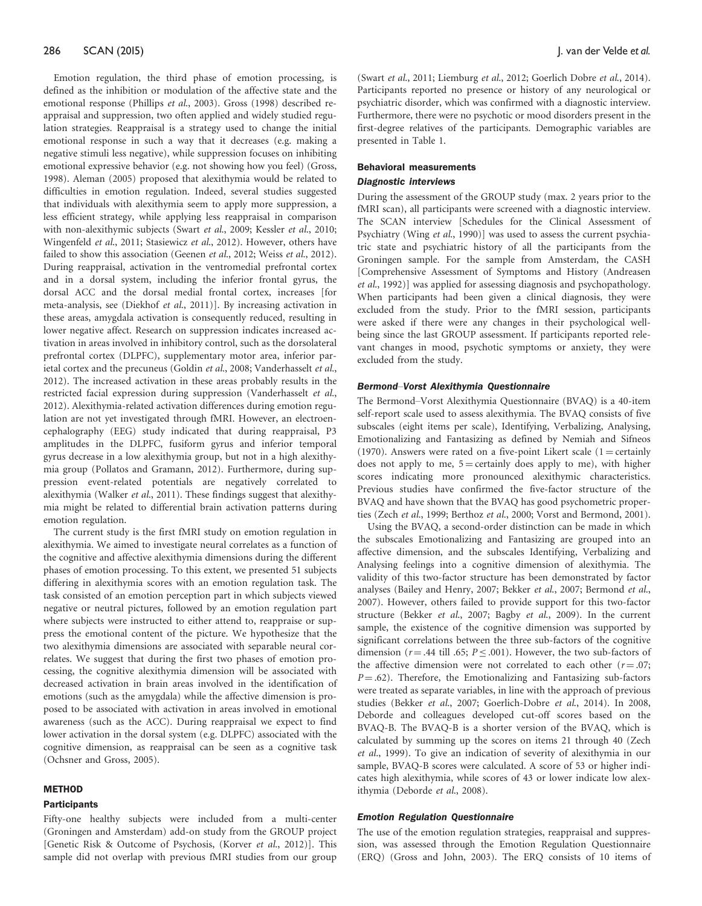Emotion regulation, the third phase of emotion processing, is defined as the inhibition or modulation of the affective state and the emotional response (Phillips *et al.*, 2003). Gross (1998) described reappraisal and suppression, two often applied and widely studied regulation strategies. Reappraisal is a strategy used to change the initial emotional response in such a way that it decreases (e.g. making a negative stimuli less negative), while suppression focuses on inhibiting emotional expressive behavior (e.g. not showing how you feel) (Gross, 1998). Aleman (2005) proposed that alexithymia would be related to difficulties in emotion regulation. Indeed, several studies suggested that individuals with alexithymia seem to apply more suppression, a less efficient strategy, while applying less reappraisal in comparison with non-alexithymic subjects (Swart *et al.*, 2009; Kessler *et al.*, 2010; Wingenfeld *et al.*, 2011; Stasiewicz *et al.*, 2012). However, others have failed to show this association (Geenen *et al.*, 2012; Weiss *et al.*, 2012). During reappraisal, activation in the ventromedial prefrontal cortex and in a dorsal system, including the inferior frontal gyrus, the dorsal ACC and the dorsal medial frontal cortex, increases [for meta-analysis, see (Diekhof *et al.*, 2011)]. By increasing activation in these areas, amygdala activation is consequently reduced, resulting in lower negative affect. Research on suppression indicates increased activation in areas involved in inhibitory control, such as the dorsolateral prefrontal cortex (DLPFC), supplementary motor area, inferior parietal cortex and the precuneus (Goldin *et al.*, 2008; Vanderhasselt *et al.*, 2012). The increased activation in these areas probably results in the restricted facial expression during suppression (Vanderhasselt *et al.*, 2012). Alexithymia-related activation differences during emotion regulation are not yet investigated through fMRI. However, an electroencephalography (EEG) study indicated that during reappraisal, P3 amplitudes in the DLPFC, fusiform gyrus and inferior temporal gyrus decrease in a low alexithymia group, but not in a high alexithymia group (Pollatos and Gramann, 2012). Furthermore, during suppression event-related potentials are negatively correlated to alexithymia (Walker *et al.*, 2011). These findings suggest that alexithymia might be related to differential brain activation patterns during emotion regulation.

The current study is the first fMRI study on emotion regulation in alexithymia. We aimed to investigate neural correlates as a function of the cognitive and affective alexithymia dimensions during the different phases of emotion processing. To this extent, we presented 51 subjects differing in alexithymia scores with an emotion regulation task. The task consisted of an emotion perception part in which subjects viewed negative or neutral pictures, followed by an emotion regulation part where subjects were instructed to either attend to, reappraise or suppress the emotional content of the picture. We hypothesize that the two alexithymia dimensions are associated with separable neural correlates. We suggest that during the first two phases of emotion processing, the cognitive alexithymia dimension will be associated with decreased activation in brain areas involved in the identification of emotions (such as the amygdala) while the affective dimension is proposed to be associated with activation in areas involved in emotional awareness (such as the ACC). During reappraisal we expect to find lower activation in the dorsal system (e.g. DLPFC) associated with the cognitive dimension, as reappraisal can be seen as a cognitive task (Ochsner and Gross, 2005).

## METHOD

### Participants

Fifty-one healthy subjects were included from a multi-center (Groningen and Amsterdam) add-on study from the GROUP project [Genetic Risk & Outcome of Psychosis, (Korver *et al.*, 2012)]. This sample did not overlap with previous fMRI studies from our group (Swart *et al.*, 2011; Liemburg *et al.*, 2012; Goerlich Dobre *et al.*, 2014). Participants reported no presence or history of any neurological or psychiatric disorder, which was confirmed with a diagnostic interview. Furthermore, there were no psychotic or mood disorders present in the first-degree relatives of the participants. Demographic variables are presented in Table 1.

### Behavioral measurements

#### *Diagnostic interviews*

During the assessment of the GROUP study (max. 2 years prior to the fMRI scan), all participants were screened with a diagnostic interview. The SCAN interview [Schedules for the Clinical Assessment of Psychiatry (Wing *et al.*, 1990)] was used to assess the current psychiatric state and psychiatric history of all the participants from the Groningen sample. For the sample from Amsterdam, the CASH [Comprehensive Assessment of Symptoms and History (Andreasen *et al.*, 1992)] was applied for assessing diagnosis and psychopathology. When participants had been given a clinical diagnosis, they were excluded from the study. Prior to the fMRI session, participants were asked if there were any changes in their psychological well-being since the last GROUP assessment. If participants reported relevant changes in mood, psychotic symptoms or anxiety, they were excluded from the study.

#### *Bermond–Vorst Alexithymia Questionnaire*

The Bermond–Vorst Alexithymia Questionnaire (BVAQ) is a 40-item self-report scale used to assess alexithymia. The BVAQ consists of five subscales (eight items per scale), Identifying, Verbalizing, Analysing, Emotionalizing and Fantasizing as defined by Nemiah and Sifneos (1970). Answers were rated on a five-point Likert scale (1 = certainly does not apply to me, 5 = certainly does apply to me), with higher scores indicating more pronounced alexithymic characteristics. Previous studies have confirmed the five-factor structure of the BVAQ and have shown that the BVAQ has good psychometric properties (Zech *et al.*, 1999; Berthoz *et al.*, 2000; Vorst and Bermond, 2001).

Using the BVAQ, a second-order distinction can be made in which the subscales Emotionalizing and Fantasizing are grouped into an affective dimension, and the subscales Identifying, Verbalizing and Analysing feelings into a cognitive dimension of alexithymia. The validity of this two-factor structure has been demonstrated by factor analyses (Bailey and Henry, 2007; Bekker *et al.*, 2007; Bermond *et al.*, 2007). However, others failed to provide support for this two-factor structure (Bekker *et al.*, 2007; Bagby *et al.*, 2009). In the current sample, the existence of the cognitive dimension was supported by significant correlations between the three sub-factors of the cognitive dimension ($r = .44$ till $.65$; $P \leq .001$). However, the two sub-factors of the affective dimension were not correlated to each other ($r = .07$; $P = .62$). Therefore, the Emotionalizing and Fantasizing sub-factors were treated as separate variables, in line with the approach of previous studies (Bekker *et al.*, 2007; Goerlich-Dobre *et al.*, 2014). In 2008, Deborde and colleagues developed cut-off scores based on the BVAQ-B. The BVAQ-B is a shorter version of the BVAQ, which is calculated by summing up the scores on items 21 through 40 (Zech *et al.*, 1999). To give an indication of severity of alexithymia in our sample, BVAQ-B scores were calculated. A score of 53 or higher indicates high alexithymia, while scores of 43 or lower indicate low alexithymia (Deborde *et al.*, 2008).

#### *Emotion Regulation Questionnaire*

The use of the emotion regulation strategies, reappraisal and suppression, was assessed through the Emotion Regulation Questionnaire (ERQ) (Gross and John, 2003). The ERQ consists of 10 items of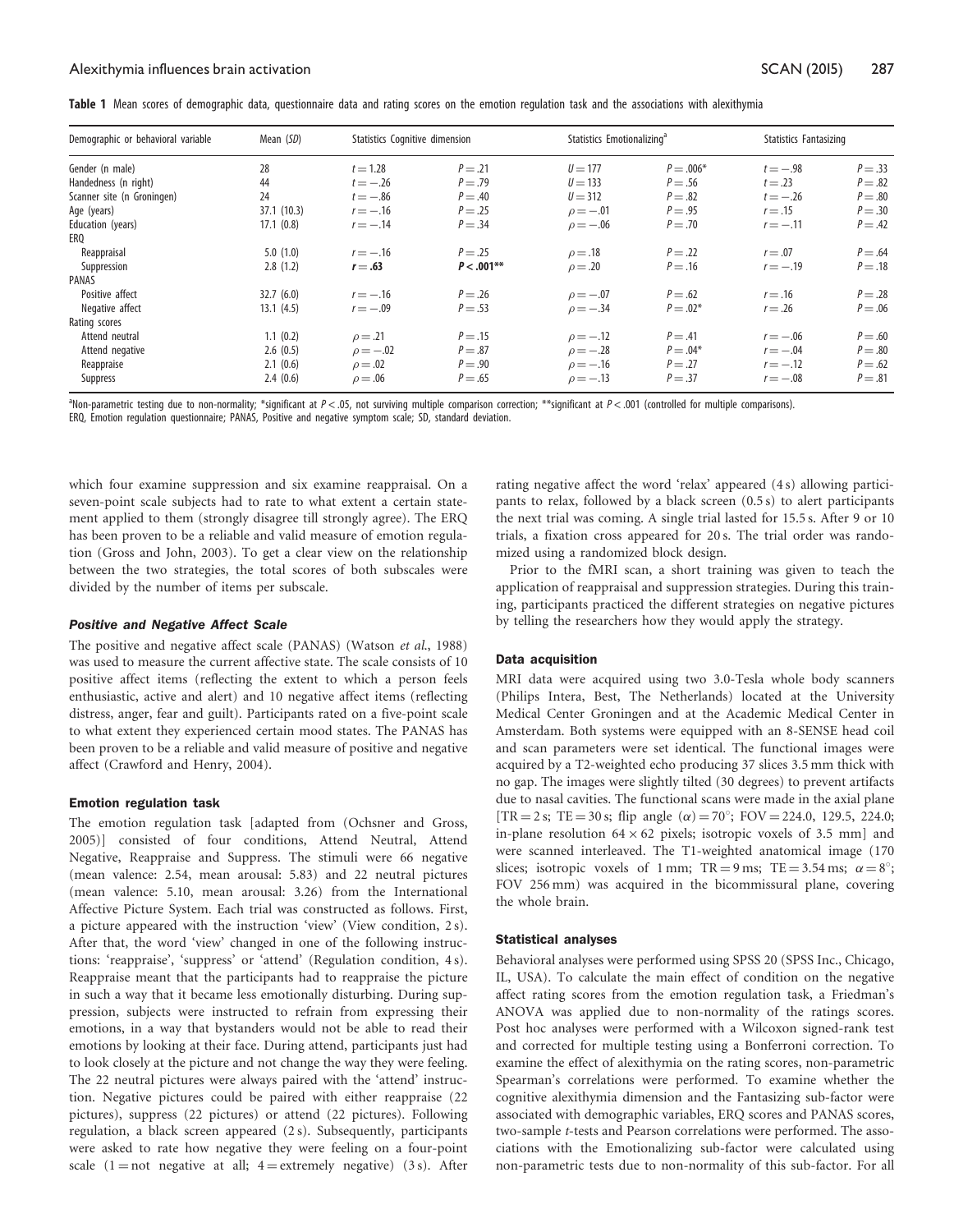**Table 1** Mean scores of demographic data, questionnaire data and rating scores on the emotion regulation task and the associations with alexithymia

| Demographic or behavioral variable | Mean (SD) | Statistics Cognitive dimension | | Statistics Emotionalizing[a] | | Statistics Fantasizing | |
|---|---|---|---|---|---|---|---|
| Gender (n male) | 28 | $t = 1.28$ | $P = .21$ | $U = 177$ | $P = .006$* | $t = -.98$ | $P = .33$ |
| Handedness (n right) | 44 | $t = -.26$ | $P = .79$ | $U = 133$ | $P = .56$ | $t = .23$ | $P = .82$ |
| Scanner site (n Groningen) | 24 | $t = -.86$ | $P = .40$ | $U = 312$ | $P = .82$ | $t = -.26$ | $P = .80$ |
| Age (years) | 37.1 (10.3) | $r = -.16$ | $P = .25$ | $\rho = -.01$ | $P = .95$ | $r = .15$ | $P = .30$ |
| Education (years) | 17.1 (0.8) | $r = -.14$ | $P = .34$ | $\rho = -.06$ | $P = .70$ | $r = -.11$ | $P = .42$ |
| ERQ | | | | | | | |
| Reappraisal | 5.0 (1.0) | $r = -.16$ | $P = .25$ | $\rho = .18$ | $P = .22$ | $r = .07$ | $P = .64$ |
| Suppression | 2.8 (1.2) | **$r = .63$** | **$P < .001$**** | $\rho = .20$ | $P = .16$ | $r = -.19$ | $P = .18$ |
| PANAS | | | | | | | |
| Positive affect | 32.7 (6.0) | $r = -.16$ | $P = .26$ | $\rho = -.07$ | $P = .62$ | $r = .16$ | $P = .28$ |
| Negative affect | 13.1 (4.5) | $r = -.09$ | $P = .53$ | $\rho = -.34$ | $P = .02$* | $r = .26$ | $P = .06$ |
| Rating scores | | | | | | | |
| Attend neutral | 1.1 (0.2) | $\rho = .21$ | $P = .15$ | $\rho = -.12$ | $P = .41$ | $r = -.06$ | $P = .60$ |
| Attend negative | 2.6 (0.5) | $\rho = -.02$ | $P = .87$ | $\rho = -.28$ | $P = .04$* | $r = -.04$ | $P = .80$ |
| Reappraise | 2.1 (0.6) | $\rho = .02$ | $P = .90$ | $\rho = -.16$ | $P = .27$ | $r = -.12$ | $P = .62$ |
| Suppress | 2.4 (0.6) | $\rho = .06$ | $P = .65$ | $\rho = -.13$ | $P = .37$ | $r = -.08$ | $P = .81$ |

[a]Non-parametric testing due to non-normality; *significant at $P < .05$, not surviving multiple comparison correction; **significant at $P < .001$ (controlled for multiple comparisons).
ERQ, Emotion regulation questionnaire; PANAS, Positive and negative symptom scale; SD, standard deviation.

which four examine suppression and six examine reappraisal. On a seven-point scale subjects had to rate to what extent a certain statement applied to them (strongly disagree till strongly agree). The ERQ has been proven to be a reliable and valid measure of emotion regulation (Gross and John, 2003). To get a clear view on the relationship between the two strategies, the total scores of both subscales were divided by the number of items per subscale.

#### *Positive and Negative Affect Scale*

The positive and negative affect scale (PANAS) (Watson *et al.*, 1988) was used to measure the current affective state. The scale consists of 10 positive affect items (reflecting the extent to which a person feels enthusiastic, active and alert) and 10 negative affect items (reflecting distress, anger, fear and guilt). Participants rated on a five-point scale to what extent they experienced certain mood states. The PANAS has been proven to be a reliable and valid measure of positive and negative affect (Crawford and Henry, 2004).

### Emotion regulation task

The emotion regulation task [adapted from (Ochsner and Gross, 2005)] consisted of four conditions, Attend Neutral, Attend Negative, Reappraise and Suppress. The stimuli were 66 negative (mean valence: 2.54, mean arousal: 5.83) and 22 neutral pictures (mean valence: 5.10, mean arousal: 3.26) from the International Affective Picture System. Each trial was constructed as follows. First, a picture appeared with the instruction 'view' (View condition, 2 s). After that, the word 'view' changed in one of the following instructions: 'reappraise', 'suppress' or 'attend' (Regulation condition, 4 s). Reappraise meant that the participants had to reappraise the picture in such a way that it became less emotionally disturbing. During suppression, subjects were instructed to refrain from expressing their emotions, in a way that bystanders would not be able to read their emotions by looking at their face. During attend, participants just had to look closely at the picture and not change the way they were feeling. The 22 neutral pictures were always paired with the 'attend' instruction. Negative pictures could be paired with either reappraise (22 pictures), suppress (22 pictures) or attend (22 pictures). Following regulation, a black screen appeared (2 s). Subsequently, participants were asked to rate how negative they were feeling on a four-point scale (1 = not negative at all; 4 = extremely negative) (3 s). After rating negative affect the word 'relax' appeared (4 s) allowing participants to relax, followed by a black screen (0.5 s) to alert participants the next trial was coming. A single trial lasted for 15.5 s. After 9 or 10 trials, a fixation cross appeared for 20 s. The trial order was randomized using a randomized block design.

Prior to the fMRI scan, a short training was given to teach the application of reappraisal and suppression strategies. During this training, participants practiced the different strategies on negative pictures by telling the researchers how they would apply the strategy.

### Data acquisition

MRI data were acquired using two 3.0-Tesla whole body scanners (Philips Intera, Best, The Netherlands) located at the University Medical Center Groningen and at the Academic Medical Center in Amsterdam. Both systems were equipped with an 8-SENSE head coil and scan parameters were set identical. The functional images were acquired by a T2-weighted echo producing 37 slices 3.5 mm thick with no gap. The images were slightly tilted (30 degrees) to prevent artifacts due to nasal cavities. The functional scans were made in the axial plane [TR = 2 s; TE = 30 s; flip angle ($\alpha$) = 70°; FOV = 224.0, 129.5, 224.0; in-plane resolution $64 \times 62$ pixels; isotropic voxels of 3.5 mm] and were scanned interleaved. The T1-weighted anatomical image (170 slices; isotropic voxels of 1 mm; TR = 9 ms; TE = 3.54 ms; $\alpha = 8°$; FOV 256 mm) was acquired in the bicommissural plane, covering the whole brain.

### Statistical analyses

Behavioral analyses were performed using SPSS 20 (SPSS Inc., Chicago, IL, USA). To calculate the main effect of condition on the negative affect rating scores from the emotion regulation task, a Friedman's ANOVA was applied due to non-normality of the ratings scores. Post hoc analyses were performed with a Wilcoxon signed-rank test and corrected for multiple testing using a Bonferroni correction. To examine the effect of alexithymia on the rating scores, non-parametric Spearman's correlations were performed. To examine whether the cognitive alexithymia dimension and the Fantasizing sub-factor were associated with demographic variables, ERQ scores and PANAS scores, two-sample *t*-tests and Pearson correlations were performed. The associations with the Emotionalizing sub-factor were calculated using non-parametric tests due to non-normality of this sub-factor. For all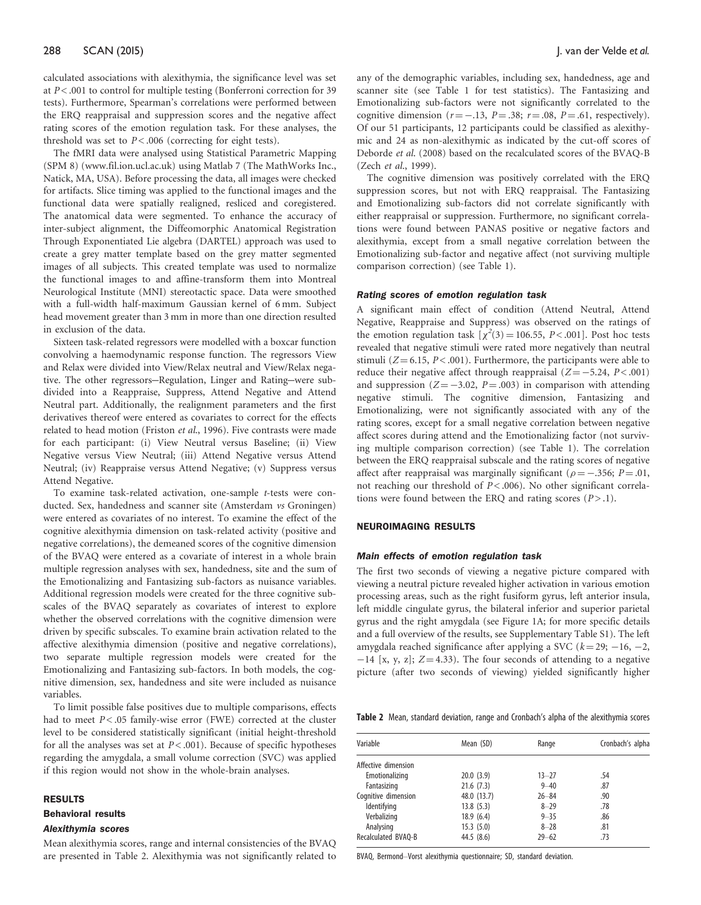calculated associations with alexithymia, the significance level was set at $P < .001$ to control for multiple testing (Bonferroni correction for 39 tests). Furthermore, Spearman's correlations were performed between the ERQ reappraisal and suppression scores and the negative affect rating scores of the emotion regulation task. For these analyses, the threshold was set to $P < .006$ (correcting for eight tests).

The fMRI data were analysed using Statistical Parametric Mapping (SPM 8) (www.fil.ion.ucl.ac.uk) using Matlab 7 (The MathWorks Inc., Natick, MA, USA). Before processing the data, all images were checked for artifacts. Slice timing was applied to the functional images and the functional data were spatially realigned, resliced and coregistered. The anatomical data were segmented. To enhance the accuracy of inter-subject alignment, the Diffeomorphic Anatomical Registration Through Exponentiated Lie algebra (DARTEL) approach was used to create a grey matter template based on the grey matter segmented images of all subjects. This created template was used to normalize the functional images to and affine-transform them into Montreal Neurological Institute (MNI) stereotactic space. Data were smoothed with a full-width half-maximum Gaussian kernel of 6 mm. Subject head movement greater than 3 mm in more than one direction resulted in exclusion of the data.

Sixteen task-related regressors were modelled with a boxcar function convolving a haemodynamic response function. The regressors View and Relax were divided into View/Relax neutral and View/Relax negative. The other regressors—Regulation, Linger and Rating—were subdivided into a Reappraise, Suppress, Attend Negative and Attend Neutral part. Additionally, the realignment parameters and the first derivatives thereof were entered as covariates to correct for the effects related to head motion (Friston *et al.*, 1996). Five contrasts were made for each participant: (i) View Neutral versus Baseline; (ii) View Negative versus View Neutral; (iii) Attend Negative versus Attend Neutral; (iv) Reappraise versus Attend Negative; (v) Suppress versus Attend Negative.

To examine task-related activation, one-sample *t*-tests were conducted. Sex, handedness and scanner site (Amsterdam *vs* Groningen) were entered as covariates of no interest. To examine the effect of the cognitive alexithymia dimension on task-related activity (positive and negative correlations), the demeaned scores of the cognitive dimension of the BVAQ were entered as a covariate of interest in a whole brain multiple regression analyses with sex, handedness, site and the sum of the Emotionalizing and Fantasizing sub-factors as nuisance variables. Additional regression models were created for the three cognitive subscales of the BVAQ separately as covariates of interest to explore whether the observed correlations with the cognitive dimension were driven by specific subscales. To examine brain activation related to the affective alexithymia dimension (positive and negative correlations), two separate multiple regression models were created for the Emotionalizing and Fantasizing sub-factors. In both models, the cognitive dimension, sex, handedness and site were included as nuisance variables.

To limit possible false positives due to multiple comparisons, effects had to meet $P < .05$ family-wise error (FWE) corrected at the cluster level to be considered statistically significant (initial height-threshold for all the analyses was set at $P < .001$). Because of specific hypotheses regarding the amygdala, a small volume correction (SVC) was applied if this region would not show in the whole-brain analyses.

## RESULTS

### Behavioral results

#### *Alexithymia scores*

Mean alexithymia scores, range and internal consistencies of the BVAQ are presented in Table 2. Alexithymia was not significantly related to any of the demographic variables, including sex, handedness, age and scanner site (see Table 1 for test statistics). The Fantasizing and Emotionalizing sub-factors were not significantly correlated to the cognitive dimension ($r = -.13$, $P = .38$; $r = .08$, $P = .61$, respectively). Of our 51 participants, 12 participants could be classified as alexithymic and 24 as non-alexithymic as indicated by the cut-off scores of Deborde *et al.* (2008) based on the recalculated scores of the BVAQ-B (Zech *et al.*, 1999).

The cognitive dimension was positively correlated with the ERQ suppression scores, but not with ERQ reappraisal. The Fantasizing and Emotionalizing sub-factors did not correlate significantly with either reappraisal or suppression. Furthermore, no significant correlations were found between PANAS positive or negative factors and alexithymia, except from a small negative correlation between the Emotionalizing sub-factor and negative affect (not surviving multiple comparison correction) (see Table 1).

#### *Rating scores of emotion regulation task*

A significant main effect of condition (Attend Neutral, Attend Negative, Reappraise and Suppress) was observed on the ratings of the emotion regulation task [$\chi^2(3) = 106.55$, $P < .001$]. Post hoc tests revealed that negative stimuli were rated more negatively than neutral stimuli ($Z = 6.15$, $P < .001$). Furthermore, the participants were able to reduce their negative affect through reappraisal ($Z = -5.24$, $P < .001$) and suppression ($Z = -3.02$, $P = .003$) in comparison with attending negative stimuli. The cognitive dimension, Fantasizing and Emotionalizing, were not significantly associated with any of the rating scores, except for a small negative correlation between negative affect scores during attend and the Emotionalizing factor (not surviving multiple comparison correction) (see Table 1). The correlation between the ERQ reappraisal subscale and the rating scores of negative affect after reappraisal was marginally significant ($\rho = -.356$; $P = .01$, not reaching our threshold of $P < .006$). No other significant correlations were found between the ERQ and rating scores ($P > .1$).

## NEUROIMAGING RESULTS

#### *Main effects of emotion regulation task*

The first two seconds of viewing a negative picture compared with viewing a neutral picture revealed higher activation in various emotion processing areas, such as the right fusiform gyrus, left anterior insula, left middle cingulate gyrus, the bilateral inferior and superior parietal gyrus and the right amygdala (see Figure 1A; for more specific details and a full overview of the results, see Supplementary Table S1). The left amygdala reached significance after applying a SVC ($k = 29$; $-16$, $-2$, $-14$ [x, y, z]; $Z = 4.33$). The four seconds of attending to a negative picture (after two seconds of viewing) yielded significantly higher

**Table 2** Mean, standard deviation, range and Cronbach's alpha of the alexithymia scores

| Variable | Mean (SD) | Range | Cronbach's alpha |
|---|---|---|---|
| Affective dimension | | | |
| Emotionalizing | 20.0 (3.9) | 13–27 | .54 |
| Fantasizing | 21.6 (7.3) | 9–40 | .87 |
| Cognitive dimension | 48.0 (13.7) | 26–84 | .90 |
| Identifying | 13.8 (5.3) | 8–29 | .78 |
| Verbalizing | 18.9 (6.4) | 9–35 | .86 |
| Analysing | 15.3 (5.0) | 8–28 | .81 |
| Recalculated BVAQ-B | 44.5 (8.6) | 29–62 | .73 |

BVAQ, Bermond–Vorst alexithymia questionnaire; SD, standard deviation.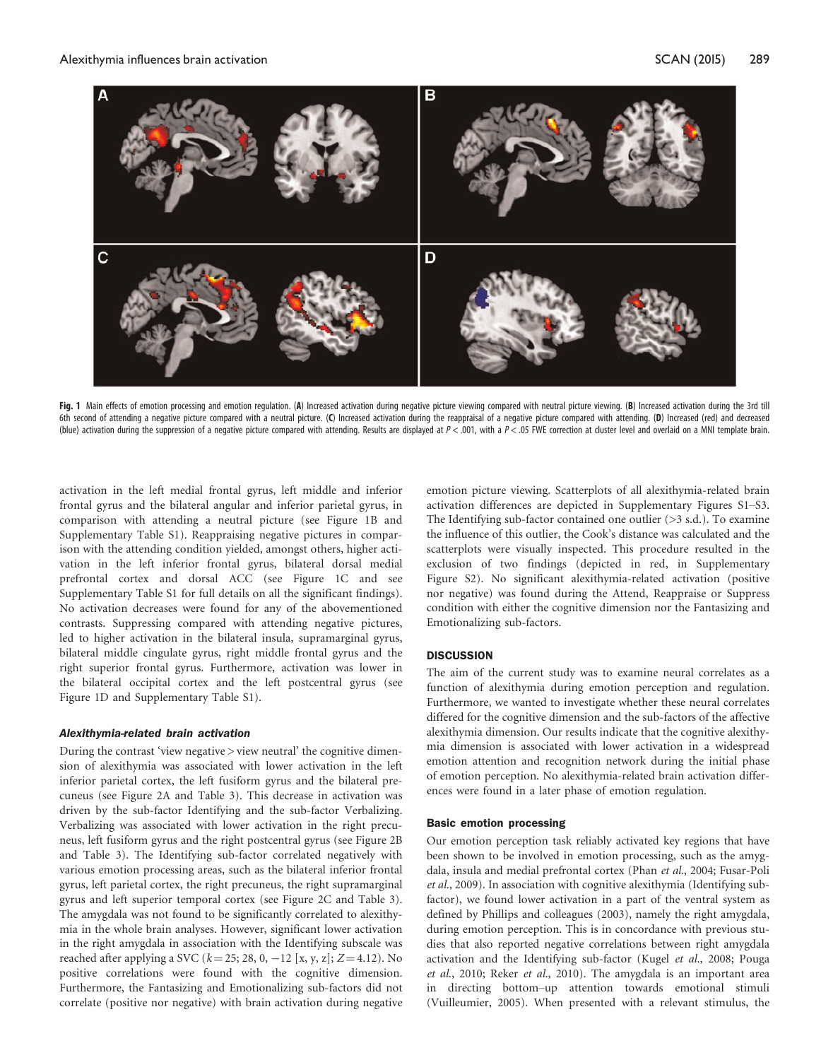Fig. 1 Main effects of emotion processing and emotion regulation. (**A**) Increased activation during negative picture viewing compared with neutral picture viewing. (**B**) Increased activation during the 3rd till 6th second of attending a negative picture compared with a neutral picture. (**C**) Increased activation during the reappraisal of a negative picture compared with attending. (**D**) Increased (red) and decreased (blue) activation during the suppression of a negative picture compared with attending. Results are displayed at $P < .001$, with a $P < .05$ FWE correction at cluster level and overlaid on a MNI template brain.

activation in the left medial frontal gyrus, left middle and inferior frontal gyrus and the bilateral angular and inferior parietal gyrus, in comparison with attending a neutral picture (see Figure 1B and Supplementary Table S1). Reappraising negative pictures in comparison with the attending condition yielded, amongst others, higher activation in the left inferior frontal gyrus, bilateral dorsal medial prefrontal cortex and dorsal ACC (see Figure 1C and see Supplementary Table S1 for full details on all the significant findings). No activation decreases were found for any of the abovementioned contrasts. Suppressing compared with attending negative pictures, led to higher activation in the bilateral insula, supramarginal gyrus, bilateral middle cingulate gyrus, right middle frontal gyrus and the right superior frontal gyrus. Furthermore, activation was lower in the bilateral occipital cortex and the left postcentral gyrus (see Figure 1D and Supplementary Table S1).

#### *Alexithymia-related brain activation*

During the contrast 'view negative > view neutral' the cognitive dimension of alexithymia was associated with lower activation in the left inferior parietal cortex, the left fusiform gyrus and the bilateral precuneus (see Figure 2A and Table 3). This decrease in activation was driven by the sub-factor Identifying and the sub-factor Verbalizing. Verbalizing was associated with lower activation in the right precuneus, left fusiform gyrus and the right postcentral gyrus (see Figure 2B and Table 3). The Identifying sub-factor correlated negatively with various emotion processing areas, such as the bilateral inferior frontal gyrus, left parietal cortex, the right precuneus, the right supramarginal gyrus and left superior temporal cortex (see Figure 2C and Table 3). The amygdala was not found to be significantly correlated to alexithymia in the whole brain analyses. However, significant lower activation in the right amygdala in association with the Identifying subscale was reached after applying a SVC ($k = 25$; 28, 0, −12 [x, y, z]; $Z = 4.12$). No positive correlations were found with the cognitive dimension. Furthermore, the Fantasizing and Emotionalizing sub-factors did not correlate (positive nor negative) with brain activation during negative emotion picture viewing. Scatterplots of all alexithymia-related brain activation differences are depicted in Supplementary Figures S1–S3. The Identifying sub-factor contained one outlier (>3 s.d.). To examine the influence of this outlier, the Cook's distance was calculated and the scatterplots were visually inspected. This procedure resulted in the exclusion of two findings (depicted in red, in Supplementary Figure S2). No significant alexithymia-related activation (positive nor negative) was found during the Attend, Reappraise or Suppress condition with either the cognitive dimension nor the Fantasizing and Emotionalizing sub-factors.

## DISCUSSION

The aim of the current study was to examine neural correlates as a function of alexithymia during emotion perception and regulation. Furthermore, we wanted to investigate whether these neural correlates differed for the cognitive dimension and the sub-factors of the affective alexithymia dimension. Our results indicate that the cognitive alexithymia dimension is associated with lower activation in a widespread emotion attention and recognition network during the initial phase of emotion perception. No alexithymia-related brain activation differences were found in a later phase of emotion regulation.

### Basic emotion processing

Our emotion perception task reliably activated key regions that have been shown to be involved in emotion processing, such as the amygdala, insula and medial prefrontal cortex (Phan *et al.*, 2004; Fusar-Poli *et al.*, 2009). In association with cognitive alexithymia (Identifying subfactor), we found lower activation in a part of the ventral system as defined by Phillips and colleagues (2003), namely the right amygdala, during emotion perception. This is in concordance with previous studies that also reported negative correlations between right amygdala activation and the Identifying sub-factor (Kugel *et al.*, 2008; Pouga *et al.*, 2010; Reker *et al.*, 2010). The amygdala is an important area in directing bottom–up attention towards emotional stimuli (Vuilleumier, 2005). When presented with a relevant stimulus, the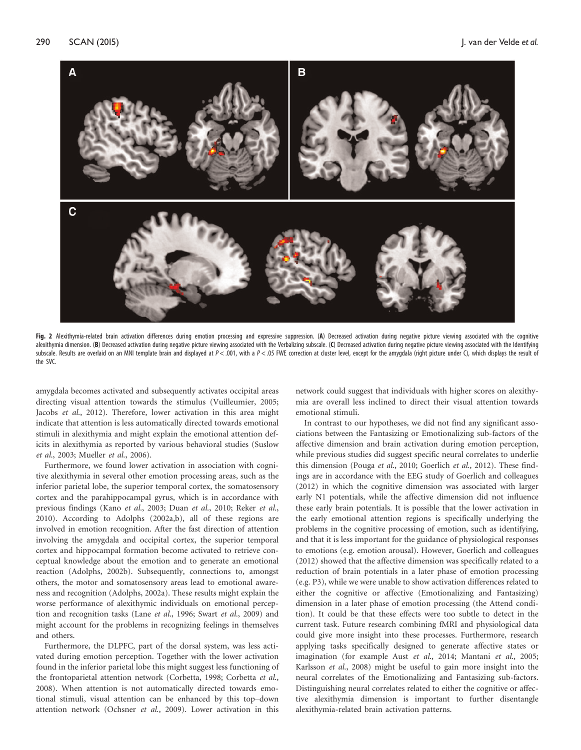**Fig. 2** Alexithymia-related brain activation differences during emotion processing and expressive suppression. (**A**) Decreased activation during negative picture viewing associated with the cognitive alexithymia dimension. (**B**) Decreased activation during negative picture viewing associated with the Verbalizing subscale. (**C**) Decreased activation during negative picture viewing associated with the Identifying subscale. Results are overlaid on an MNI template brain and displayed at $P < .001$, with a $P < .05$ FWE correction at cluster level, except for the amygdala (right picture under C), which displays the result of the SVC.

amygdala becomes activated and subsequently activates occipital areas directing visual attention towards the stimulus (Vuilleumier, 2005; Jacobs *et al.*, 2012). Therefore, lower activation in this area might indicate that attention is less automatically directed towards emotional stimuli in alexithymia and might explain the emotional attention deficits in alexithymia as reported by various behavioral studies (Suslow *et al.*, 2003; Mueller *et al.*, 2006).

Furthermore, we found lower activation in association with cognitive alexithymia in several other emotion processing areas, such as the inferior parietal lobe, the superior temporal cortex, the somatosensory cortex and the parahippocampal gyrus, which is in accordance with previous findings (Kano *et al.*, 2003; Duan *et al.*, 2010; Reker *et al.*, 2010). According to Adolphs (2002a,b), all of these regions are involved in emotion recognition. After the fast direction of attention involving the amygdala and occipital cortex, the superior temporal cortex and hippocampal formation become activated to retrieve conceptual knowledge about the emotion and to generate an emotional reaction (Adolphs, 2002b). Subsequently, connections to, amongst others, the motor and somatosensory areas lead to emotional awareness and recognition (Adolphs, 2002a). These results might explain the worse performance of alexithymic individuals on emotional perception and recognition tasks (Lane *et al.*, 1996; Swart *et al.*, 2009) and might account for the problems in recognizing feelings in themselves and others.

Furthermore, the DLPFC, part of the dorsal system, was less activated during emotion perception. Together with the lower activation found in the inferior parietal lobe this might suggest less functioning of the frontoparietal attention network (Corbetta, 1998; Corbetta *et al.*, 2008). When attention is not automatically directed towards emotional stimuli, visual attention can be enhanced by this top–down attention network (Ochsner *et al.*, 2009). Lower activation in this network could suggest that individuals with higher scores on alexithymia are overall less inclined to direct their visual attention towards emotional stimuli.

In contrast to our hypotheses, we did not find any significant associations between the Fantasizing or Emotionalizing sub-factors of the affective dimension and brain activation during emotion perception, while previous studies did suggest specific neural correlates to underlie this dimension (Pouga *et al.*, 2010; Goerlich *et al.*, 2012). These findings are in accordance with the EEG study of Goerlich and colleagues (2012) in which the cognitive dimension was associated with larger early N1 potentials, while the affective dimension did not influence these early brain potentials. It is possible that the lower activation in the early emotional attention regions is specifically underlying the problems in the cognitive processing of emotion, such as identifying, and that it is less important for the guidance of physiological responses to emotions (e.g. emotion arousal). However, Goerlich and colleagues (2012) showed that the affective dimension was specifically related to a reduction of brain potentials in a later phase of emotion processing (e.g. P3), while we were unable to show activation differences related to either the cognitive or affective (Emotionalizing and Fantasizing) dimension in a later phase of emotion processing (the Attend condition). It could be that these effects were too subtle to detect in the current task. Future research combining fMRI and physiological data could give more insight into these processes. Furthermore, research applying tasks specifically designed to generate affective states or imagination (for example Aust *et al.*, 2014; Mantani *et al.*, 2005; Karlsson *et al.*, 2008) might be useful to gain more insight into the neural correlates of the Emotionalizing and Fantasizing sub-factors. Distinguishing neural correlates related to either the cognitive or affective alexithymia dimension is important to further disentangle alexithymia-related brain activation patterns.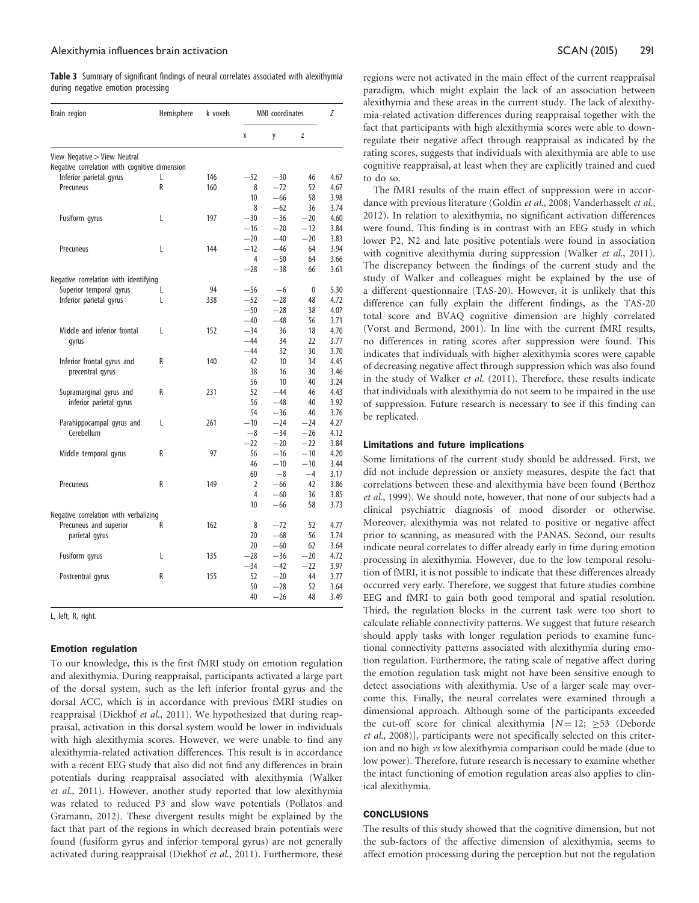**Table 3** Summary of significant findings of neural correlates associated with alexithymia during negative emotion processing

| Brain region | Hemisphere | k voxels | MNI coordinates | | | Z |
|---|---|---|---|---|---|---|
| | | | x | y | z | |
| View Negative > View Neutral | | | | | | |
| Negative correlation with cognitive dimension | | | | | | |
| Inferior parietal gyrus | L | 146 | −52 | −30 | 46 | 4.67 |
| Precuneus | R | 160 | 8 | −72 | 52 | 4.67 |
| | | | 10 | −66 | 58 | 3.98 |
| | | | 8 | −62 | 36 | 3.74 |
| Fusiform gyrus | L | 197 | −30 | −36 | −20 | 4.60 |
| | | | −16 | −20 | −12 | 3.84 |
| | | | −20 | −40 | −20 | 3.83 |
| Precuneus | L | 144 | −12 | −46 | 64 | 3.94 |
| | | | 4 | −50 | 64 | 3.66 |
| | | | −28 | −38 | 66 | 3.61 |
| Negative correlation with identifying | | | | | | |
| Superior temporal gyrus | L | 94 | −56 | −6 | 0 | 5.30 |
| Inferior parietal gyrus | L | 338 | −52 | −28 | 48 | 4.72 |
| | | | −50 | −28 | 38 | 4.07 |
| | | | −40 | −48 | 56 | 3.71 |
| Middle and inferior frontal gyrus | L | 152 | −34 | 36 | 18 | 4.70 |
| | | | −44 | 34 | 22 | 3.77 |
| | | | −44 | 32 | 30 | 3.70 |
| Inferior frontal gyrus and precentral gyrus | R | 140 | 42 | 10 | 34 | 4.45 |
| | | | 38 | 16 | 30 | 3.46 |
| | | | 56 | 10 | 40 | 3.24 |
| Supramarginal gyrus and inferior parietal gyrus | R | 231 | 52 | −44 | 46 | 4.43 |
| | | | 56 | −48 | 40 | 3.92 |
| | | | 54 | −36 | 40 | 3.76 |
| Parahippocampal gyrus and Cerebellum | L | 261 | −10 | −24 | −24 | 4.27 |
| | | | −8 | −34 | −26 | 4.12 |
| | | | −22 | −20 | −22 | 3.84 |
| Middle temporal gyrus | R | 97 | 56 | −16 | −10 | 4.20 |
| | | | 46 | −10 | −10 | 3.44 |
| | | | 60 | −8 | −4 | 3.17 |
| Precuneus | R | 149 | 2 | −66 | 42 | 3.86 |
| | | | 4 | −60 | 36 | 3.85 |
| | | | 10 | −66 | 58 | 3.73 |
| Negative correlation with verbalizing | | | | | | |
| Precuneus and superior parietal gyrus | R | 162 | 8 | −72 | 52 | 4.77 |
| | | | 20 | −68 | 56 | 3.74 |
| | | | 20 | −60 | 62 | 3.64 |
| Fusiform gyrus | L | 135 | −28 | −36 | −20 | 4.72 |
| | | | −34 | −42 | −22 | 3.97 |
| Postcentral gyrus | R | 155 | 52 | −20 | 44 | 3.77 |
| | | | 50 | −28 | 52 | 3.64 |
| | | | 40 | −26 | 48 | 3.49 |

L, left; R, right.

### Emotion regulation

To our knowledge, this is the first fMRI study on emotion regulation and alexithymia. During reappraisal, participants activated a large part of the dorsal system, such as the left inferior frontal gyrus and the dorsal ACC, which is in accordance with previous fMRI studies on reappraisal (Diekhof *et al.*, 2011). We hypothesized that during reappraisal, activation in this dorsal system would be lower in individuals with high alexithymia scores. However, we were unable to find any alexithymia-related activation differences. This result is in accordance with a recent EEG study that also did not find any differences in brain potentials during reappraisal associated with alexithymia (Walker *et al.*, 2011). However, another study reported that low alexithymia was related to reduced P3 and slow wave potentials (Pollatos and Gramann, 2012). These divergent results might be explained by the fact that part of the regions in which decreased brain potentials were found (fusiform gyrus and inferior temporal gyrus) are not generally activated during reappraisal (Diekhof *et al.*, 2011). Furthermore, these regions were not activated in the main effect of the current reappraisal paradigm, which might explain the lack of an association between alexithymia and these areas in the current study. The lack of alexithymia-related activation differences during reappraisal together with the fact that participants with high alexithymia scores were able to downregulate their negative affect through reappraisal as indicated by the rating scores, suggests that individuals with alexithymia are able to use cognitive reappraisal, at least when they are explicitly trained and cued to do so.

The fMRI results of the main effect of suppression were in accordance with previous literature (Goldin *et al.*, 2008; Vanderhasselt *et al.*, 2012). In relation to alexithymia, no significant activation differences were found. This finding is in contrast with an EEG study in which lower P2, N2 and late positive potentials were found in association with cognitive alexithymia during suppression (Walker *et al.*, 2011). The discrepancy between the findings of the current study and the study of Walker and colleagues might be explained by the use of a different questionnaire (TAS-20). However, it is unlikely that this difference can fully explain the different findings, as the TAS-20 total score and BVAQ cognitive dimension are highly correlated (Vorst and Bermond, 2001). In line with the current fMRI results, no differences in rating scores after suppression were found. This indicates that individuals with higher alexithymia scores were capable of decreasing negative affect through suppression which was also found in the study of Walker *et al.* (2011). Therefore, these results indicate that individuals with alexithymia do not seem to be impaired in the use of suppression. Future research is necessary to see if this finding can be replicated.

### Limitations and future implications

Some limitations of the current study should be addressed. First, we did not include depression or anxiety measures, despite the fact that correlations between these and alexithymia have been found (Berthoz *et al.*, 1999). We should note, however, that none of our subjects had a clinical psychiatric diagnosis of mood disorder or otherwise. Moreover, alexithymia was not related to positive or negative affect prior to scanning, as measured with the PANAS. Second, our results indicate neural correlates to differ already early in time during emotion processing in alexithymia. However, due to the low temporal resolution of fMRI, it is not possible to indicate that these differences already occurred very early. Therefore, we suggest that future studies combine EEG and fMRI to gain both good temporal and spatial resolution. Third, the regulation blocks in the current task were too short to calculate reliable connectivity patterns. We suggest that future research should apply tasks with longer regulation periods to examine functional connectivity patterns associated with alexithymia during emotion regulation. Furthermore, the rating scale of negative affect during the emotion regulation task might not have been sensitive enough to detect associations with alexithymia. Use of a larger scale may overcome this. Finally, the neural correlates were examined through a dimensional approach. Although some of the participants exceeded the cut-off score for clinical alexithymia [$N = 12$; $\geq 53$ (Deborde *et al.*, 2008)], participants were not specifically selected on this criterion and no high *vs* low alexithymia comparison could be made (due to low power). Therefore, future research is necessary to examine whether the intact functioning of emotion regulation areas also applies to clinical alexithymia.

## CONCLUSIONS

The results of this study showed that the cognitive dimension, but not the sub-factors of the affective dimension of alexithymia, seems to affect emotion processing during the perception but not the regulation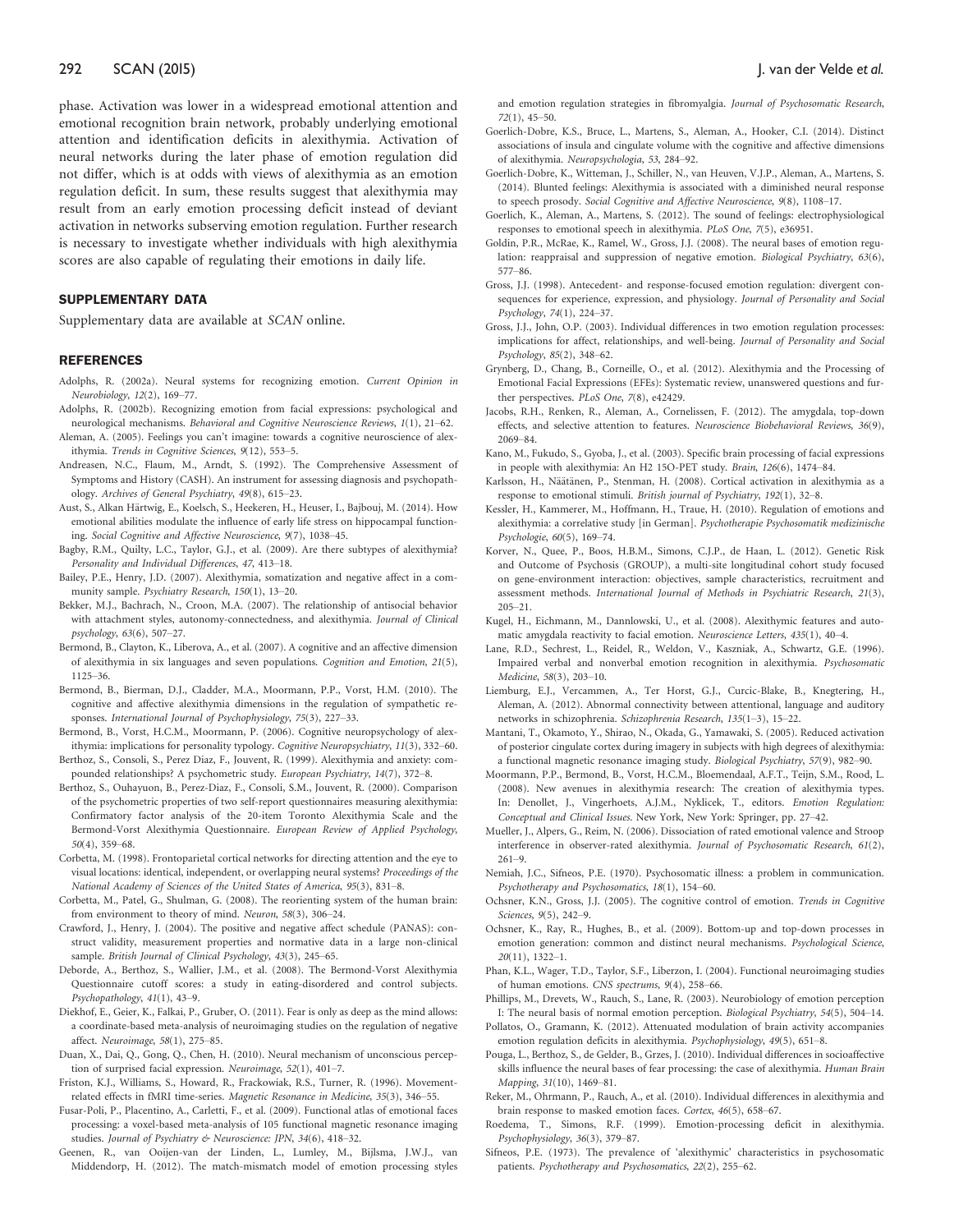phase. Activation was lower in a widespread emotional attention and emotional recognition brain network, probably underlying emotional attention and identification deficits in alexithymia. Activation of neural networks during the later phase of emotion regulation did not differ, which is at odds with views of alexithymia as an emotion regulation deficit. In sum, these results suggest that alexithymia may result from an early emotion processing deficit instead of deviant activation in networks subserving emotion regulation. Further research is necessary to investigate whether individuals with high alexithymia scores are also capable of regulating their emotions in daily life.

## SUPPLEMENTARY DATA

Supplementary data are available at *SCAN* online.

## REFERENCES

Adolphs, R. (2002a). Neural systems for recognizing emotion. *Current Opinion in Neurobiology*, *12*(2), 169–77.

Adolphs, R. (2002b). Recognizing emotion from facial expressions: psychological and neurological mechanisms. *Behavioral and Cognitive Neuroscience Reviews*, *1*(1), 21–62.

Aleman, A. (2005). Feelings you can't imagine: towards a cognitive neuroscience of alexithymia. *Trends in Cognitive Sciences*, *9*(12), 553–5.

Andreasen, N.C., Flaum, M., Arndt, S. (1992). The Comprehensive Assessment of Symptoms and History (CASH). An instrument for assessing diagnosis and psychopathology. *Archives of General Psychiatry*, *49*(8), 615–23.

Aust, S., Alkan Härtwig, E., Koelsch, S., Heekeren, H., Heuser, I., Bajbouj, M. (2014). How emotional abilities modulate the influence of early life stress on hippocampal functioning. *Social Cognitive and Affective Neuroscience*, *9*(7), 1038–45.

Bagby, R.M., Quilty, L.C., Taylor, G.J., et al. (2009). Are there subtypes of alexithymia? *Personality and Individual Differences*, *47*, 413–18.

Bailey, P.E., Henry, J.D. (2007). Alexithymia, somatization and negative affect in a community sample. *Psychiatry Research*, *150*(1), 13–20.

Bekker, M.J., Bachrach, N., Croon, M.A. (2007). The relationship of antisocial behavior with attachment styles, autonomy-connectedness, and alexithymia. *Journal of Clinical psychology*, *63*(6), 507–27.

Bermond, B., Clayton, K., Liberova, A., et al. (2007). A cognitive and an affective dimension of alexithymia in six languages and seven populations. *Cognition and Emotion*, *21*(5), 1125–36.

Bermond, B., Bierman, D.J., Cladder, M.A., Moormann, P.P., Vorst, H.M. (2010). The cognitive and affective alexithymia dimensions in the regulation of sympathetic responses. *International Journal of Psychophysiology*, *75*(3), 227–33.

Bermond, B., Vorst, H.C.M., Moormann, P. (2006). Cognitive neuropsychology of alexithymia: implications for personality typology. *Cognitive Neuropsychiatry*, *11*(3), 332–60.

Berthoz, S., Consoli, S., Perez Diaz, F., Jouvent, R. (1999). Alexithymia and anxiety: compounded relationships? A psychometric study. *European Psychiatry*, *14*(7), 372–8.

Berthoz, S., Ouhayuon, B., Perez-Diaz, F., Consoli, S.M., Jouvent, R. (2000). Comparison of the psychometric properties of two self-report questionnaires measuring alexithymia: Confirmatory factor analysis of the 20-item Toronto Alexithymia Scale and the Bermond-Vorst Alexithymia Questionnaire. *European Review of Applied Psychology*, *50*(4), 359–68.

Corbetta, M. (1998). Frontoparietal cortical networks for directing attention and the eye to visual locations: identical, independent, or overlapping neural systems? *Proceedings of the National Academy of Sciences of the United States of America*, *95*(3), 831–8.

Corbetta, M., Patel, G., Shulman, G. (2008). The reorienting system of the human brain: from environment to theory of mind. *Neuron*, *58*(3), 306–24.

Crawford, J., Henry, J. (2004). The positive and negative affect schedule (PANAS): construct validity, measurement properties and normative data in a large non-clinical sample. *British Journal of Clinical Psychology*, *43*(3), 245–65.

Deborde, A., Berthoz, S., Wallier, J.M., et al. (2008). The Bermond-Vorst Alexithymia Questionnaire cutoff scores: a study in eating-disordered and control subjects. *Psychopathology*, *41*(1), 43–9.

Diekhof, E., Geier, K., Falkai, P., Gruber, O. (2011). Fear is only as deep as the mind allows: a coordinate-based meta-analysis of neuroimaging studies on the regulation of negative affect. *Neuroimage*, *58*(1), 275–85.

Duan, X., Dai, Q., Gong, Q., Chen, H. (2010). Neural mechanism of unconscious perception of surprised facial expression. *Neuroimage*, *52*(1), 401–7.

Friston, K.J., Williams, S., Howard, R., Frackowiak, R.S., Turner, R. (1996). Movement-related effects in fMRI time-series. *Magnetic Resonance in Medicine*, *35*(3), 346–55.

Fusar-Poli, P., Placentino, A., Carletti, F., et al. (2009). Functional atlas of emotional faces processing: a voxel-based meta-analysis of 105 functional magnetic resonance imaging studies. *Journal of Psychiatry & Neuroscience: JPN*, *34*(6), 418–32.

Geenen, R., van Ooijen-van der Linden, L., Lumley, M., Bijlsma, J.W.J., van Middendorp, H. (2012). The match-mismatch model of emotion processing styles and emotion regulation strategies in fibromyalgia. *Journal of Psychosomatic Research*, *72*(1), 45–50.

Goerlich-Dobre, K.S., Bruce, L., Martens, S., Aleman, A., Hooker, C.I. (2014). Distinct associations of insula and cingulate volume with the cognitive and affective dimensions of alexithymia. *Neuropsychologia*, *53*, 284–92.

Goerlich-Dobre, K., Witteman, J., Schiller, N., van Heuven, V.J.P., Aleman, A., Martens, S. (2014). Blunted feelings: Alexithymia is associated with a diminished neural response to speech prosody. *Social Cognitive and Affective Neuroscience*, *9*(8), 1108–17.

Goerlich, K., Aleman, A., Martens, S. (2012). The sound of feelings: electrophysiological responses to emotional speech in alexithymia. *PLoS One*, *7*(5), e36951.

Goldin, P.R., McRae, K., Ramel, W., Gross, J.J. (2008). The neural bases of emotion regulation: reappraisal and suppression of negative emotion. *Biological Psychiatry*, *63*(6), 577–86.

Gross, J.J. (1998). Antecedent- and response-focused emotion regulation: divergent consequences for experience, expression, and physiology. *Journal of Personality and Social Psychology*, *74*(1), 224–37.

Gross, J.J., John, O.P. (2003). Individual differences in two emotion regulation processes: implications for affect, relationships, and well-being. *Journal of Personality and Social Psychology*, *85*(2), 348–62.

Grynberg, D., Chang, B., Corneille, O., et al. (2012). Alexithymia and the Processing of Emotional Facial Expressions (EFEs): Systematic review, unanswered questions and further perspectives. *PLoS One*, *7*(8), e42429.

Jacobs, R.H., Renken, R., Aleman, A., Cornelissen, F. (2012). The amygdala, top-down effects, and selective attention to features. *Neuroscience Biobehavioral Reviews*, *36*(9), 2069–84.

Kano, M., Fukudo, S., Gyoba, J., et al. (2003). Specific brain processing of facial expressions in people with alexithymia: An H2 15O-PET study. *Brain*, *126*(6), 1474–84.

Karlsson, H., Näätänen, P., Stenman, H. (2008). Cortical activation in alexithymia as a response to emotional stimuli. *British journal of Psychiatry*, *192*(1), 32–8.

Kessler, H., Kammerer, M., Hoffmann, H., Traue, H. (2010). Regulation of emotions and alexithymia: a correlative study [in German]. *Psychotherapie Psychosomatik medizinische Psychologie*, *60*(5), 169–74.

Korver, N., Quee, P., Boos, H.B.M., Simons, C.J.P., de Haan, L. (2012). Genetic Risk and Outcome of Psychosis (GROUP), a multi-site longitudinal cohort study focused on gene-environment interaction: objectives, sample characteristics, recruitment and assessment methods. *International Journal of Methods in Psychiatric Research*, *21*(3), 205–21.

Kugel, H., Eichmann, M., Dannlowski, U., et al. (2008). Alexithymic features and automatic amygdala reactivity to facial emotion. *Neuroscience Letters*, *435*(1), 40–4.

Lane, R.D., Sechrest, L., Reidel, R., Weldon, V., Kaszniak, A., Schwartz, G.E. (1996). Impaired verbal and nonverbal emotion recognition in alexithymia. *Psychosomatic Medicine*, *58*(3), 203–10.

Liemburg, E.J., Vercammen, A., Ter Horst, G.J., Curcic-Blake, B., Knegtering, H., Aleman, A. (2012). Abnormal connectivity between attentional, language and auditory networks in schizophrenia. *Schizophrenia Research*, *135*(1–3), 15–22.

Mantani, T., Okamoto, Y., Shirao, N., Okada, G., Yamawaki, S. (2005). Reduced activation of posterior cingulate cortex during imagery in subjects with high degrees of alexithymia: a functional magnetic resonance imaging study. *Biological Psychiatry*, *57*(9), 982–90.

Moormann, P.P., Bermond, B., Vorst, H.C.M., Bloemendaal, A.F.T., Teijn, S.M., Rood, L. (2008). New avenues in alexithymia research: The creation of alexithymia types. In: Denollet, J., Vingerhoets, A.J.M., Nyklicek, T., editors. *Emotion Regulation: Conceptual and Clinical Issues*. New York, New York: Springer, pp. 27–42.

Mueller, J., Alpers, G., Reim, N. (2006). Dissociation of rated emotional valence and Stroop interference in observer-rated alexithymia. *Journal of Psychosomatic Research*, *61*(2), 261–9.

Nemiah, J.C., Sifneos, P.E. (1970). Psychosomatic illness: a problem in communication. *Psychotherapy and Psychosomatics*, *18*(1), 154–60.

Ochsner, K.N., Gross, J.J. (2005). The cognitive control of emotion. *Trends in Cognitive Sciences*, *9*(5), 242–9.

Ochsner, K., Ray, R., Hughes, B., et al. (2009). Bottom-up and top-down processes in emotion generation: common and distinct neural mechanisms. *Psychological Science*, *20*(11), 1322–1.

Phan, K.L., Wager, T.D., Taylor, S.F., Liberzon, I. (2004). Functional neuroimaging studies of human emotions. *CNS spectrums*, *9*(4), 258–66.

Phillips, M., Drevets, W., Rauch, S., Lane, R. (2003). Neurobiology of emotion perception I: The neural basis of normal emotion perception. *Biological Psychiatry*, *54*(5), 504–14.

Pollatos, O., Gramann, K. (2012). Attenuated modulation of brain activity accompanies emotion regulation deficits in alexithymia. *Psychophysiology*, *49*(5), 651–8.

Pouga, L., Berthoz, S., de Gelder, B., Grzes, J. (2010). Individual differences in socioaffective skills influence the neural bases of fear processing: the case of alexithymia. *Human Brain Mapping*, *31*(10), 1469–81.

Reker, M., Ohrmann, P., Rauch, A., et al. (2010). Individual differences in alexithymia and brain response to masked emotion faces. *Cortex*, *46*(5), 658–67.

Roedema, T., Simons, R.F. (1999). Emotion-processing deficit in alexithymia. *Psychophysiology*, *36*(3), 379–87.

Sifneos, P.E. (1973). The prevalence of 'alexithymic' characteristics in psychosomatic patients. *Psychotherapy and Psychosomatics*, *22*(2), 255–62.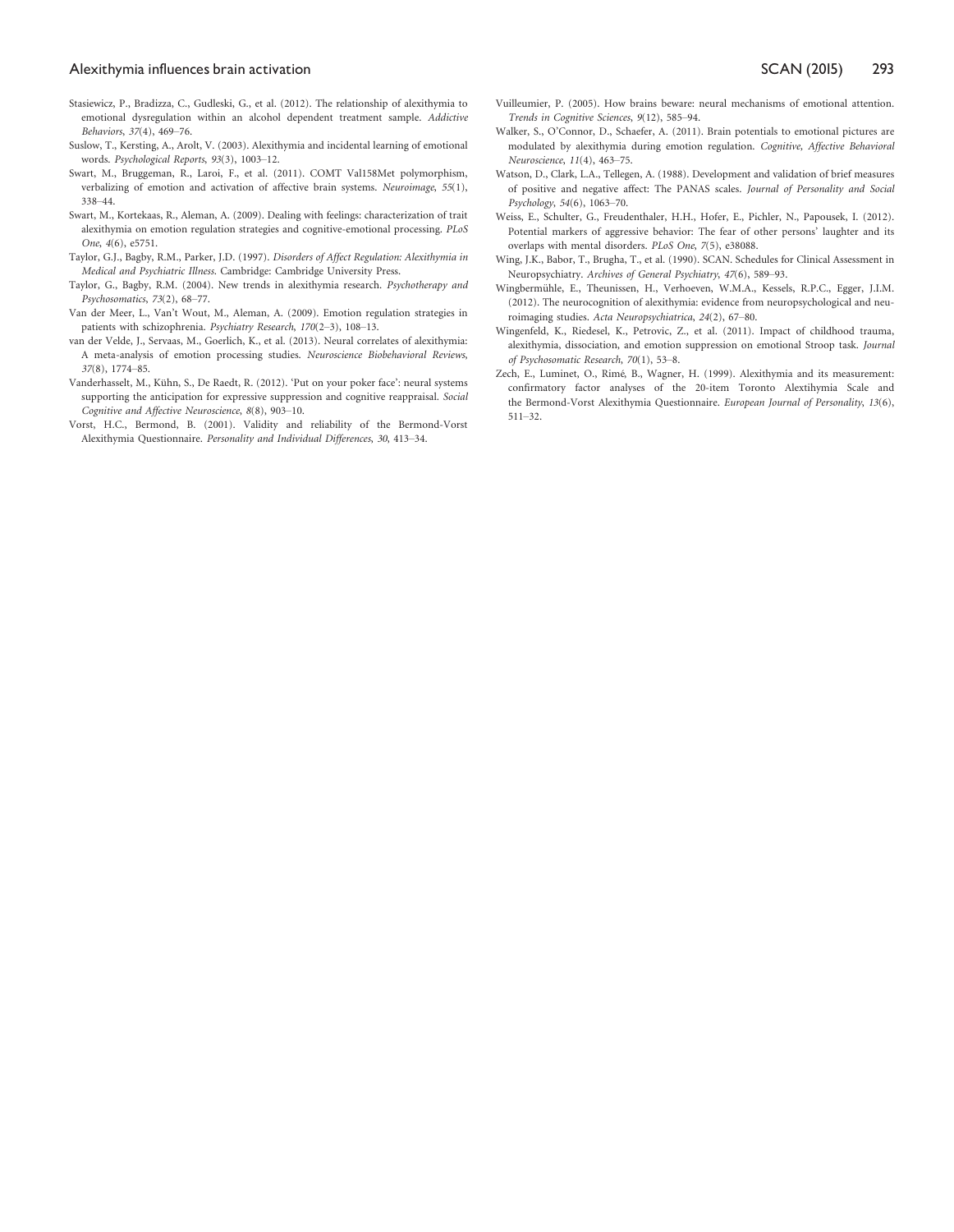Stasiewicz, P., Bradizza, C., Gudleski, G., et al. (2012). The relationship of alexithymia to emotional dysregulation within an alcohol dependent treatment sample. *Addictive Behaviors*, *37*(4), 469–76.

Suslow, T., Kersting, A., Arolt, V. (2003). Alexithymia and incidental learning of emotional words. *Psychological Reports*, *93*(3), 1003–12.

Swart, M., Bruggeman, R., Laroi, F., et al. (2011). COMT Val158Met polymorphism, verbalizing of emotion and activation of affective brain systems. *Neuroimage*, *55*(1), 338–44.

Swart, M., Kortekaas, R., Aleman, A. (2009). Dealing with feelings: characterization of trait alexithymia on emotion regulation strategies and cognitive-emotional processing. *PLoS One*, *4*(6), e5751.

Taylor, G.J., Bagby, R.M., Parker, J.D. (1997). *Disorders of Affect Regulation: Alexithymia in Medical and Psychiatric Illness*. Cambridge: Cambridge University Press.

Taylor, G., Bagby, R.M. (2004). New trends in alexithymia research. *Psychotherapy and Psychosomatics*, *73*(2), 68–77.

Van der Meer, L., Van't Wout, M., Aleman, A. (2009). Emotion regulation strategies in patients with schizophrenia. *Psychiatry Research*, *170*(2–3), 108–13.

van der Velde, J., Servaas, M., Goerlich, K., et al. (2013). Neural correlates of alexithymia: A meta-analysis of emotion processing studies. *Neuroscience Biobehavioral Reviews*, *37*(8), 1774–85.

Vanderhasselt, M., Kühn, S., De Raedt, R. (2012). 'Put on your poker face': neural systems supporting the anticipation for expressive suppression and cognitive reappraisal. *Social Cognitive and Affective Neuroscience*, *8*(8), 903–10.

Vorst, H.C., Bermond, B. (2001). Validity and reliability of the Bermond-Vorst Alexithymia Questionnaire. *Personality and Individual Differences*, *30*, 413–34.

Vuilleumier, P. (2005). How brains beware: neural mechanisms of emotional attention. *Trends in Cognitive Sciences*, *9*(12), 585–94.

Walker, S., O'Connor, D., Schaefer, A. (2011). Brain potentials to emotional pictures are modulated by alexithymia during emotion regulation. *Cognitive, Affective Behavioral Neuroscience*, *11*(4), 463–75.

Watson, D., Clark, L.A., Tellegen, A. (1988). Development and validation of brief measures of positive and negative affect: The PANAS scales. *Journal of Personality and Social Psychology*, *54*(6), 1063–70.

Weiss, E., Schulter, G., Freudenthaler, H.H., Hofer, E., Pichler, N., Papousek, I. (2012). Potential markers of aggressive behavior: The fear of other persons' laughter and its overlaps with mental disorders. *PLoS One*, *7*(5), e38088.

Wing, J.K., Babor, T., Brugha, T., et al. (1990). SCAN. Schedules for Clinical Assessment in Neuropsychiatry. *Archives of General Psychiatry*, *47*(6), 589–93.

Wingbermühle, E., Theunissen, H., Verhoeven, W.M.A., Kessels, R.P.C., Egger, J.I.M. (2012). The neurocognition of alexithymia: evidence from neuropsychological and neuroimaging studies. *Acta Neuropsychiatrica*, *24*(2), 67–80.

Wingenfeld, K., Riedesel, K., Petrovic, Z., et al. (2011). Impact of childhood trauma, alexithymia, dissociation, and emotion suppression on emotional Stroop task. *Journal of Psychosomatic Research*, *70*(1), 53–8.

Zech, E., Luminet, O., Rimé, B., Wagner, H. (1999). Alexithymia and its measurement: confirmatory factor analyses of the 20-item Toronto Alextihymia Scale and the Bermond-Vorst Alexithymia Questionnaire. *European Journal of Personality*, *13*(6), 511–32.